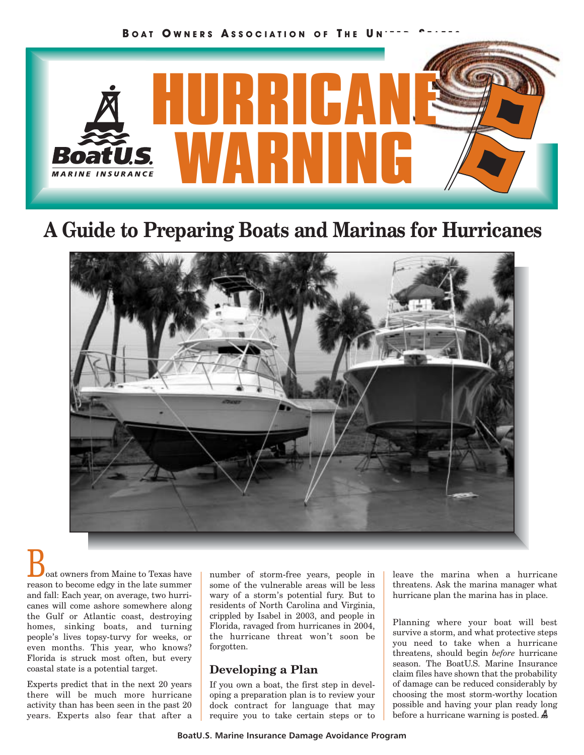Boat Owners Association of The United States

# HURRICANE WARNING

BoatU.S. MARINE INSURANCE

## A Guide to Preparing Boats and Marinas for Hurricanes

Boat owners from Maine to Texas have reason to become edgy in the late summer and fall: Each year, on average, two hurricanes will come ashore somewhere along the Gulf or Atlantic coast, destroying homes, sinking boats, and turning people's lives topsy-turvy for weeks, or even months. This year, who knows? Florida is struck most often, but every coastal state is a potential target.

Experts predict that in the next 20 years there will be much more hurricane activity than has been seen in the past 20 years. Experts also fear that after a number of storm-free years, people in some of the vulnerable areas will be less wary of a storm's potential fury. But to residents of North Carolina and Virginia, crippled by Isabel in 2003, and people in Florida, ravaged from hurricanes in 2004, the hurricane threat won't soon be forgotten.

### Developing a Plan

If you own a boat, the first step in developing a preparation plan is to review your dock contract for language that may require you to take certain steps or to leave the marina when a hurricane threatens. Ask the marina manager what hurricane plan the marina has in place.

Planning where your boat will best survive a storm, and what protective steps you need to take when a hurricane threatens, should begin *before* hurricane season. The BoatU.S. Marine Insurance claim files have shown that the probability of damage can be reduced considerably by choosing the most storm-worthy location possible and having your plan ready long before a hurricane warning is posted.

BoatU.S. Marine Insurance Damage Avoidance Program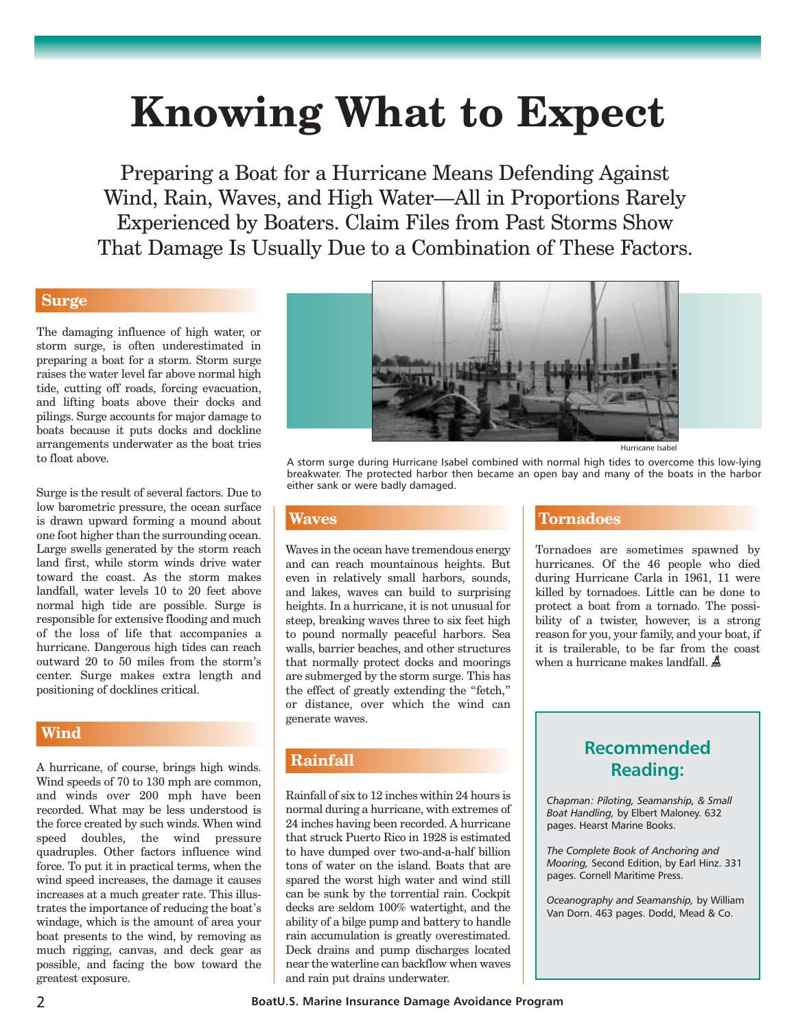# Knowing What to Expect

Preparing a Boat for a Hurricane Means Defending Against Wind, Rain, Waves, and High Water—All in Proportions Rarely Experienced by Boaters. Claim Files from Past Storms Show That Damage Is Usually Due to a Combination of These Factors.

## Surge

The damaging influence of high water, or storm surge, is often underestimated in preparing a boat for a storm. Storm surge raises the water level far above normal high tide, cutting off roads, forcing evacuation, and lifting boats above their docks and pilings. Surge accounts for major damage to boats because it puts docks and dockline arrangements underwater as the boat tries to float above.

Surge is the result of several factors. Due to low barometric pressure, the ocean surface is drawn upward forming a mound about one foot higher than the surrounding ocean. Large swells generated by the storm reach land first, while storm winds drive water toward the coast. As the storm makes landfall, water levels 10 to 20 feet above normal high tide are possible. Surge is responsible for extensive flooding and much of the loss of life that accompanies a hurricane. Dangerous high tides can reach outward 20 to 50 miles from the storm's center. Surge makes extra length and positioning of docklines critical.

## Wind

A hurricane, of course, brings high winds. Wind speeds of 70 to 130 mph are common, and winds over 200 mph have been recorded. What may be less understood is the force created by such winds. When wind speed doubles, the wind pressure quadruples. Other factors influence wind force. To put it in practical terms, when the wind speed increases, the damage it causes increases at a much greater rate. This illustrates the importance of reducing the boat's windage, which is the amount of area your boat presents to the wind, by removing as much rigging, canvas, and deck gear as possible, and facing the bow toward the greatest exposure.

Hurricane Isabel

A storm surge during Hurricane Isabel combined with normal high tides to overcome this low-lying breakwater. The protected harbor then became an open bay and many of the boats in the harbor either sank or were badly damaged.

## Waves

Waves in the ocean have tremendous energy and can reach mountainous heights. But even in relatively small harbors, sounds, and lakes, waves can build to surprising heights. In a hurricane, it is not unusual for steep, breaking waves three to six feet high to pound normally peaceful harbors. Sea walls, barrier beaches, and other structures that normally protect docks and moorings are submerged by the storm surge. This has the effect of greatly extending the "fetch," or distance, over which the wind can generate waves.

## Rainfall

Rainfall of six to 12 inches within 24 hours is normal during a hurricane, with extremes of 24 inches having been recorded. A hurricane that struck Puerto Rico in 1928 is estimated to have dumped over two-and-a-half billion tons of water on the island. Boats that are spared the worst high water and wind still can be sunk by the torrential rain. Cockpit decks are seldom 100% watertight, and the ability of a bilge pump and battery to handle rain accumulation is greatly overestimated. Deck drains and pump discharges located near the waterline can backflow when waves and rain put drains underwater.

## Tornadoes

Tornadoes are sometimes spawned by hurricanes. Of the 46 people who died during Hurricane Carla in 1961, 11 were killed by tornadoes. Little can be done to protect a boat from a tornado. The possibility of a twister, however, is a strong reason for you, your family, and your boat, if it is trailerable, to be far from the coast when a hurricane makes landfall.

## Recommended Reading:

*Chapman: Piloting, Seamanship, & Small Boat Handling,* by Elbert Maloney. 632 pages. Hearst Marine Books.

*The Complete Book of Anchoring and Mooring,* Second Edition, by Earl Hinz. 331 pages. Cornell Maritime Press.

*Oceanography and Seamanship,* by William Van Dorn. 463 pages. Dodd, Mead & Co.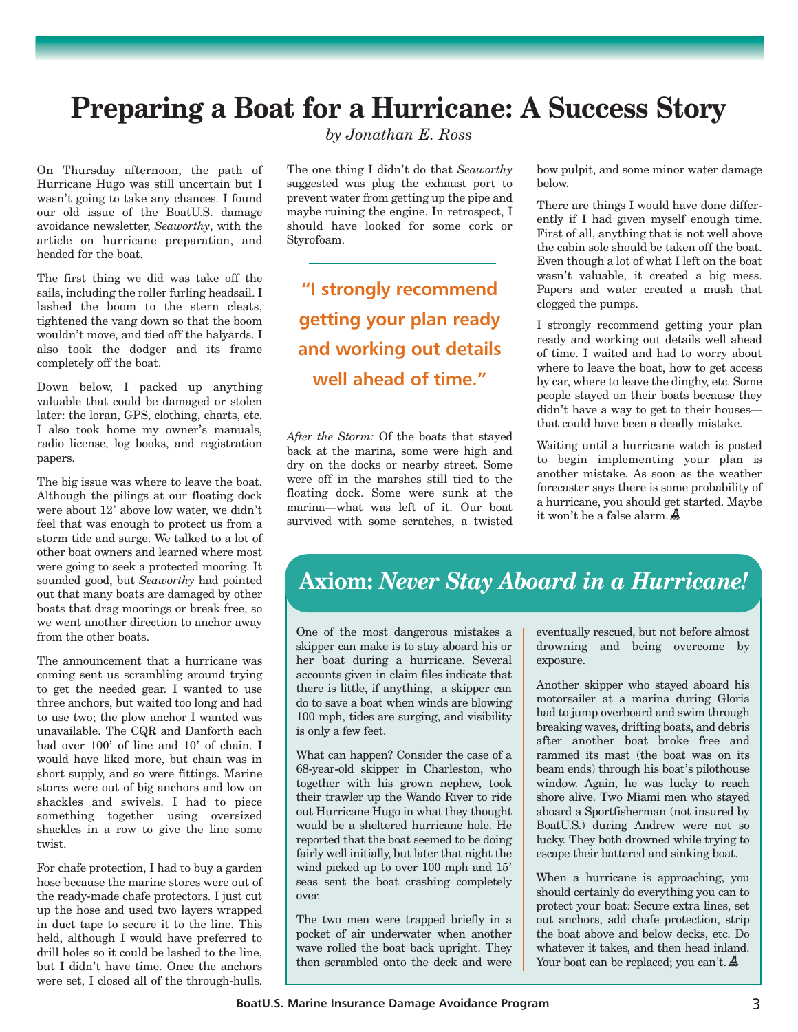# Preparing a Boat for a Hurricane: A Success Story

*by Jonathan E. Ross*

On Thursday afternoon, the path of Hurricane Hugo was still uncertain but I wasn't going to take any chances. I found our old issue of the BoatU.S. damage avoidance newsletter, *Seaworthy*, with the article on hurricane preparation, and headed for the boat.

The first thing we did was take off the sails, including the roller furling headsail. I lashed the boom to the stern cleats, tightened the vang down so that the boom wouldn't move, and tied off the halyards. I also took the dodger and its frame completely off the boat.

Down below, I packed up anything valuable that could be damaged or stolen later: the loran, GPS, clothing, charts, etc. I also took home my owner's manuals, radio license, log books, and registration papers.

The big issue was where to leave the boat. Although the pilings at our floating dock were about 12' above low water, we didn't feel that was enough to protect us from a storm tide and surge. We talked to a lot of other boat owners and learned where most were going to seek a protected mooring. It sounded good, but *Seaworthy* had pointed out that many boats are damaged by other boats that drag moorings or break free, so we went another direction to anchor away from the other boats.

The announcement that a hurricane was coming sent us scrambling around trying to get the needed gear. I wanted to use three anchors, but waited too long and had to use two; the plow anchor I wanted was unavailable. The CQR and Danforth each had over 100' of line and 10' of chain. I would have liked more, but chain was in short supply, and so were fittings. Marine stores were out of big anchors and low on shackles and swivels. I had to piece something together using oversized shackles in a row to give the line some twist.

For chafe protection, I had to buy a garden hose because the marine stores were out of the ready-made chafe protectors. I just cut up the hose and used two layers wrapped in duct tape to secure it to the line. This held, although I would have preferred to drill holes so it could be lashed to the line, but I didn't have time. Once the anchors were set, I closed all of the through-hulls.

The one thing I didn't do that *Seaworthy* suggested was plug the exhaust port to prevent water from getting up the pipe and maybe ruining the engine. In retrospect, I should have looked for some cork or Styrofoam.

> "I strongly recommend getting your plan ready and working out details well ahead of time."

*After the Storm:* Of the boats that stayed back at the marina, some were high and dry on the docks or nearby street. Some were off in the marshes still tied to the floating dock. Some were sunk at the marina—what was left of it. Our boat survived with some scratches, a twisted bow pulpit, and some minor water damage below.

There are things I would have done differently if I had given myself enough time. First of all, anything that is not well above the cabin sole should be taken off the boat. Even though a lot of what I left on the boat wasn't valuable, it created a big mess. Papers and water created a mush that clogged the pumps.

I strongly recommend getting your plan ready and working out details well ahead of time. I waited and had to worry about where to leave the boat, how to get access by car, where to leave the dinghy, etc. Some people stayed on their boats because they didn't have a way to get to their houses—that could have been a deadly mistake.

Waiting until a hurricane watch is posted to begin implementing your plan is another mistake. As soon as the weather forecaster says there is some probability of a hurricane, you should get started. Maybe it won't be a false alarm.

## Axiom: *Never Stay Aboard in a Hurricane!*

One of the most dangerous mistakes a skipper can make is to stay aboard his or her boat during a hurricane. Several accounts given in claim files indicate that there is little, if anything, a skipper can do to save a boat when winds are blowing 100 mph, tides are surging, and visibility is only a few feet.

What can happen? Consider the case of a 68-year-old skipper in Charleston, who together with his grown nephew, took their trawler up the Wando River to ride out Hurricane Hugo in what they thought would be a sheltered hurricane hole. He reported that the boat seemed to be doing fairly well initially, but later that night the wind picked up to over 100 mph and 15' seas sent the boat crashing completely over.

The two men were trapped briefly in a pocket of air underwater when another wave rolled the boat back upright. They then scrambled onto the deck and were eventually rescued, but not before almost drowning and being overcome by exposure.

Another skipper who stayed aboard his motorsailer at a marina during Gloria had to jump overboard and swim through breaking waves, drifting boats, and debris after another boat broke free and rammed its mast (the boat was on its beam ends) through his boat's pilothouse window. Again, he was lucky to reach shore alive. Two Miami men who stayed aboard a Sportfisherman (not insured by BoatU.S.) during Andrew were not so lucky. They both drowned while trying to escape their battered and sinking boat.

When a hurricane is approaching, you should certainly do everything you can to protect your boat: Secure extra lines, set out anchors, add chafe protection, strip the boat above and below decks, etc. Do whatever it takes, and then head inland. Your boat can be replaced; you can't.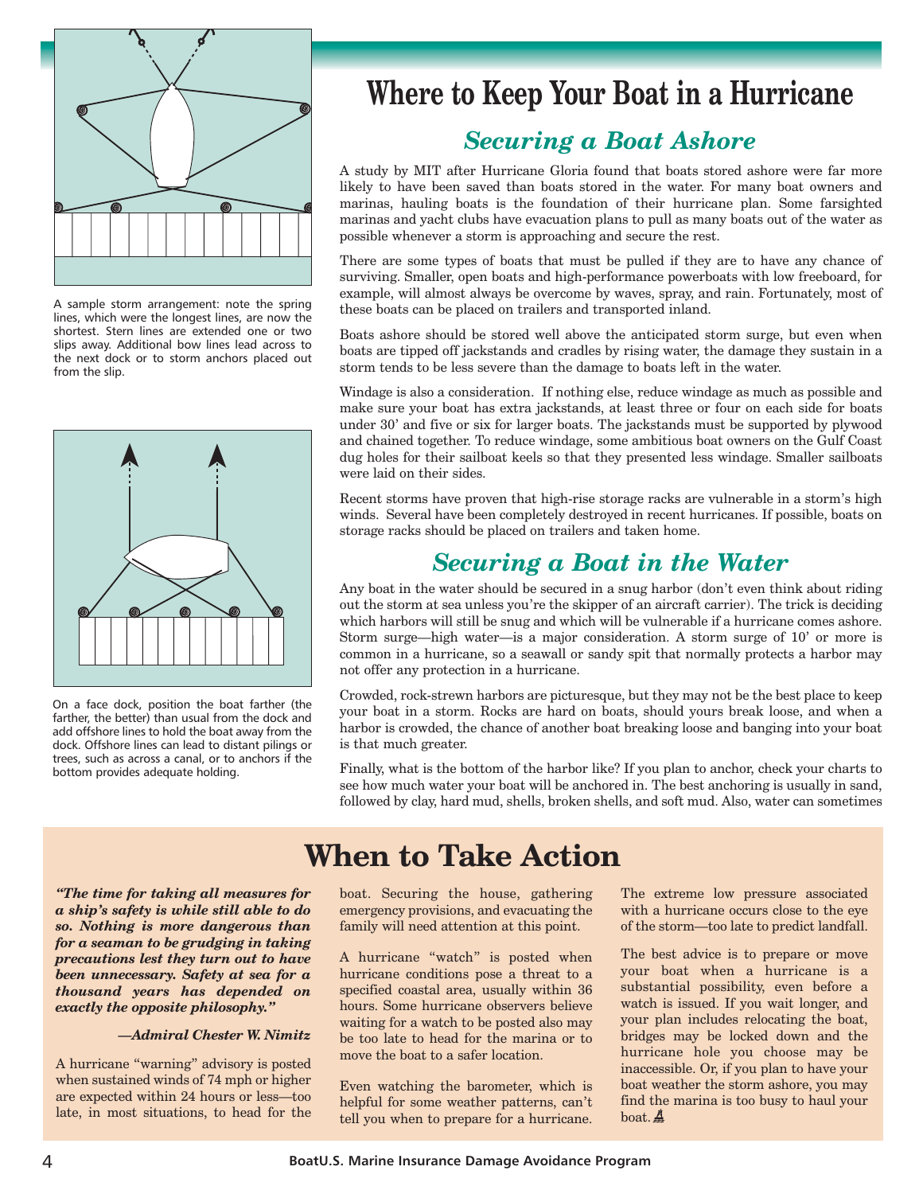A sample storm arrangement: note the spring lines, which were the longest lines, are now the shortest. Stern lines are extended one or two slips away. Additional bow lines lead across to the next dock or to storm anchors placed out from the slip.

On a face dock, position the boat farther (the farther, the better) than usual from the dock and add offshore lines to hold the boat away from the dock. Offshore lines can lead to distant pilings or trees, such as across a canal, or to anchors if the bottom provides adequate holding.

# Where to Keep Your Boat in a Hurricane

## *Securing a Boat Ashore*

A study by MIT after Hurricane Gloria found that boats stored ashore were far more likely to have been saved than boats stored in the water. For many boat owners and marinas, hauling boats is the foundation of their hurricane plan. Some farsighted marinas and yacht clubs have evacuation plans to pull as many boats out of the water as possible whenever a storm is approaching and secure the rest.

There are some types of boats that must be pulled if they are to have any chance of surviving. Smaller, open boats and high-performance powerboats with low freeboard, for example, will almost always be overcome by waves, spray, and rain. Fortunately, most of these boats can be placed on trailers and transported inland.

Boats ashore should be stored well above the anticipated storm surge, but even when boats are tipped off jackstands and cradles by rising water, the damage they sustain in a storm tends to be less severe than the damage to boats left in the water.

Windage is also a consideration. If nothing else, reduce windage as much as possible and make sure your boat has extra jackstands, at least three or four on each side for boats under 30' and five or six for larger boats. The jackstands must be supported by plywood and chained together. To reduce windage, some ambitious boat owners on the Gulf Coast dug holes for their sailboat keels so that they presented less windage. Smaller sailboats were laid on their sides.

Recent storms have proven that high-rise storage racks are vulnerable in a storm's high winds. Several have been completely destroyed in recent hurricanes. If possible, boats on storage racks should be placed on trailers and taken home.

## *Securing a Boat in the Water*

Any boat in the water should be secured in a snug harbor (don't even think about riding out the storm at sea unless you're the skipper of an aircraft carrier). The trick is deciding which harbors will still be snug and which will be vulnerable if a hurricane comes ashore. Storm surge—high water—is a major consideration. A storm surge of 10' or more is common in a hurricane, so a seawall or sandy spit that normally protects a harbor may not offer any protection in a hurricane.

Crowded, rock-strewn harbors are picturesque, but they may not be the best place to keep your boat in a storm. Rocks are hard on boats, should yours break loose, and when a harbor is crowded, the chance of another boat breaking loose and banging into your boat is that much greater.

Finally, what is the bottom of the harbor like? If you plan to anchor, check your charts to see how much water your boat will be anchored in. The best anchoring is usually in sand, followed by clay, hard mud, shells, broken shells, and soft mud. Also, water can sometimes

# When to Take Action

***"The time for taking all measures for a ship's safety is while still able to do so. Nothing is more dangerous than for a seaman to be grudging in taking precautions lest they turn out to have been unnecessary. Safety at sea for a thousand years has depended on exactly the opposite philosophy."***

***—Admiral Chester W. Nimitz***

A hurricane "warning" advisory is posted when sustained winds of 74 mph or higher are expected within 24 hours or less—too late, in most situations, to head for the boat. Securing the house, gathering emergency provisions, and evacuating the family will need attention at this point.

A hurricane "watch" is posted when hurricane conditions pose a threat to a specified coastal area, usually within 36 hours. Some hurricane observers believe waiting for a watch to be posted also may be too late to head for the marina or to move the boat to a safer location.

Even watching the barometer, which is helpful for some weather patterns, can't tell you when to prepare for a hurricane. The extreme low pressure associated with a hurricane occurs close to the eye of the storm—too late to predict landfall.

The best advice is to prepare or move your boat when a hurricane is a substantial possibility, even before a watch is issued. If you wait longer, and your plan includes relocating the boat, bridges may be locked down and the hurricane hole you choose may be inaccessible. Or, if you plan to have your boat weather the storm ashore, you may find the marina is too busy to haul your boat.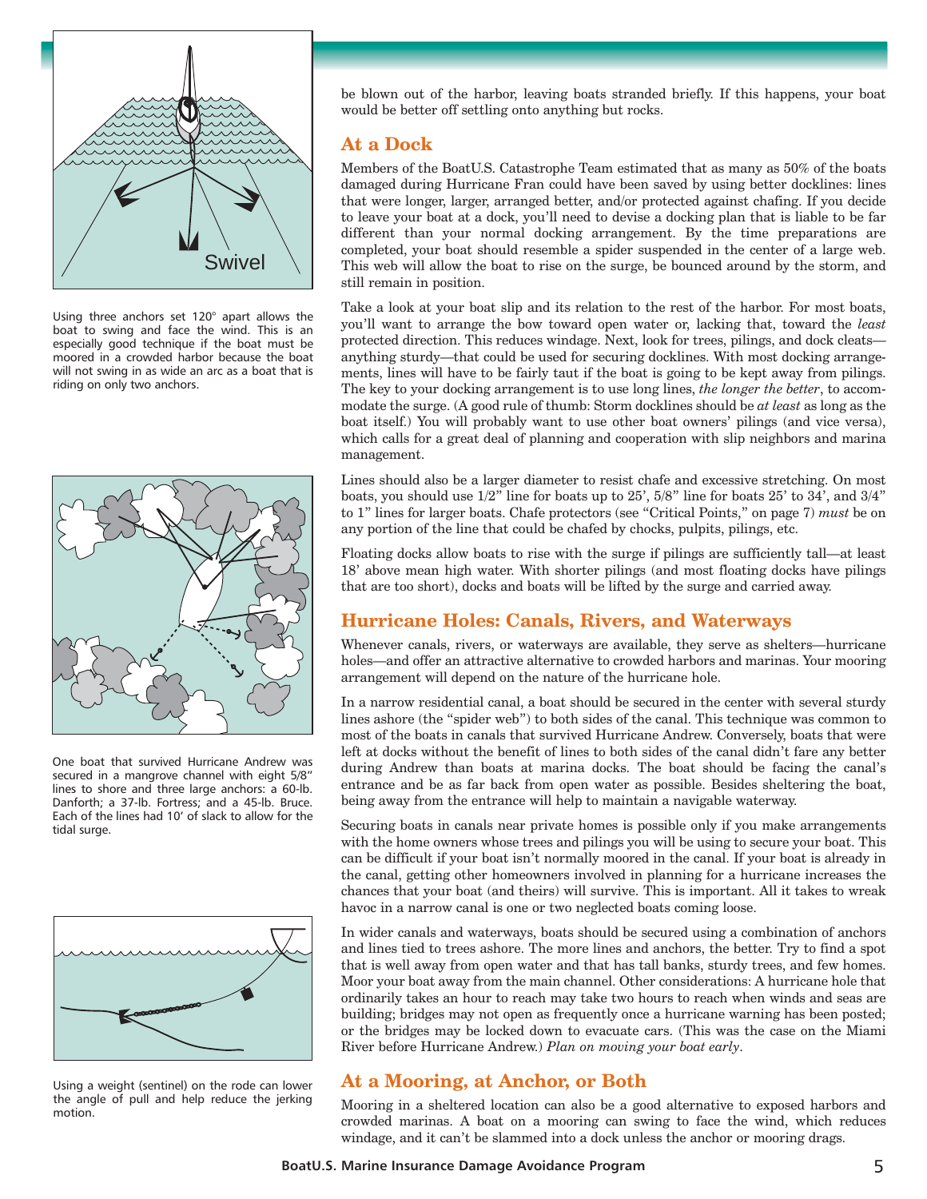be blown out of the harbor, leaving boats stranded briefly. If this happens, your boat would be better off settling onto anything but rocks.

Using three anchors set 120° apart allows the boat to swing and face the wind. This is an especially good technique if the boat must be moored in a crowded harbor because the boat will not swing in as wide an arc as a boat that is riding on only two anchors.

## At a Dock

Members of the BoatU.S. Catastrophe Team estimated that as many as 50% of the boats damaged during Hurricane Fran could have been saved by using better docklines: lines that were longer, larger, arranged better, and/or protected against chafing. If you decide to leave your boat at a dock, you'll need to devise a docking plan that is liable to be far different than your normal docking arrangement. By the time preparations are completed, your boat should resemble a spider suspended in the center of a large web. This web will allow the boat to rise on the surge, be bounced around by the storm, and still remain in position.

Take a look at your boat slip and its relation to the rest of the harbor. For most boats, you'll want to arrange the bow toward open water or, lacking that, toward the *least* protected direction. This reduces windage. Next, look for trees, pilings, and dock cleats—anything sturdy—that could be used for securing docklines. With most docking arrangements, lines will have to be fairly taut if the boat is going to be kept away from pilings. The key to your docking arrangement is to use long lines, *the longer the better*, to accommodate the surge. (A good rule of thumb: Storm docklines should be *at least* as long as the boat itself.) You will probably want to use other boat owners' pilings (and vice versa), which calls for a great deal of planning and cooperation with slip neighbors and marina management.

Lines should also be a larger diameter to resist chafe and excessive stretching. On most boats, you should use 1/2" line for boats up to 25', 5/8" line for boats 25' to 34', and 3/4" to 1" lines for larger boats. Chafe protectors (see "Critical Points," on page 7) *must* be on any portion of the line that could be chafed by chocks, pulpits, pilings, etc.

Floating docks allow boats to rise with the surge if pilings are sufficiently tall—at least 18' above mean high water. With shorter pilings (and most floating docks have pilings that are too short), docks and boats will be lifted by the surge and carried away.

One boat that survived Hurricane Andrew was secured in a mangrove channel with eight 5/8" lines to shore and three large anchors: a 60-lb. Danforth; a 37-lb. Fortress; and a 45-lb. Bruce. Each of the lines had 10' of slack to allow for the tidal surge.

## Hurricane Holes: Canals, Rivers, and Waterways

Whenever canals, rivers, or waterways are available, they serve as shelters—hurricane holes—and offer an attractive alternative to crowded harbors and marinas. Your mooring arrangement will depend on the nature of the hurricane hole.

In a narrow residential canal, a boat should be secured in the center with several sturdy lines ashore (the "spider web") to both sides of the canal. This technique was common to most of the boats in canals that survived Hurricane Andrew. Conversely, boats that were left at docks without the benefit of lines to both sides of the canal didn't fare any better during Andrew than boats at marina docks. The boat should be facing the canal's entrance and be as far back from open water as possible. Besides sheltering the boat, being away from the entrance will help to maintain a navigable waterway.

Securing boats in canals near private homes is possible only if you make arrangements with the home owners whose trees and pilings you will be using to secure your boat. This can be difficult if your boat isn't normally moored in the canal. If your boat is already in the canal, getting other homeowners involved in planning for a hurricane increases the chances that your boat (and theirs) will survive. This is important. All it takes to wreak havoc in a narrow canal is one or two neglected boats coming loose.

In wider canals and waterways, boats should be secured using a combination of anchors and lines tied to trees ashore. The more lines and anchors, the better. Try to find a spot that is well away from open water and that has tall banks, sturdy trees, and few homes. Moor your boat away from the main channel. Other considerations: A hurricane hole that ordinarily takes an hour to reach may take two hours to reach when winds and seas are building; bridges may not open as frequently once a hurricane warning has been posted; or the bridges may be locked down to evacuate cars. (This was the case on the Miami River before Hurricane Andrew.) *Plan on moving your boat early*.

Using a weight (sentinel) on the rode can lower the angle of pull and help reduce the jerking motion.

## At a Mooring, at Anchor, or Both

Mooring in a sheltered location can also be a good alternative to exposed harbors and crowded marinas. A boat on a mooring can swing to face the wind, which reduces windage, and it can't be slammed into a dock unless the anchor or mooring drags.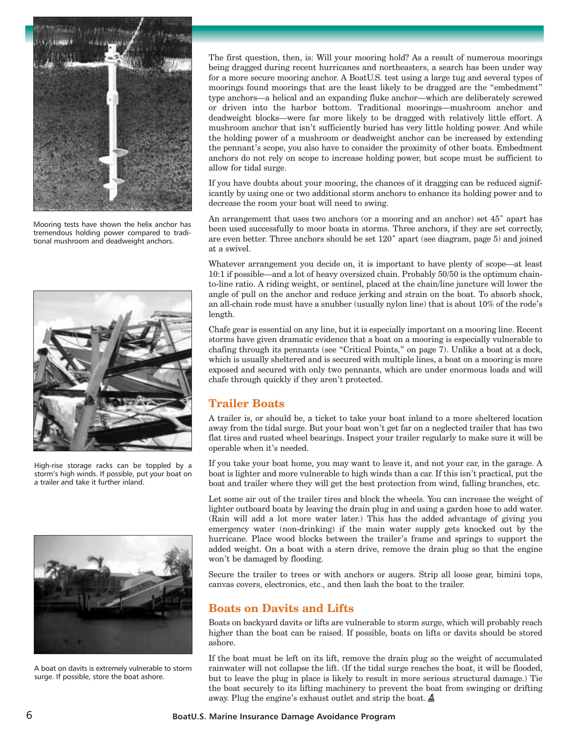Mooring tests have shown the helix anchor has tremendous holding power compared to traditional mushroom and deadweight anchors.

High-rise storage racks can be toppled by a storm's high winds. If possible, put your boat on a trailer and take it further inland.

A boat on davits is extremely vulnerable to storm surge. If possible, store the boat ashore.

The first question, then, is: Will your mooring hold? As a result of numerous moorings being dragged during recent hurricanes and northeasters, a search has been under way for a more secure mooring anchor. A BoatU.S. test using a large tug and several types of moorings found moorings that are the least likely to be dragged are the "embedment" type anchors—a helical and an expanding fluke anchor—which are deliberately screwed or driven into the harbor bottom. Traditional moorings—mushroom anchor and deadweight blocks—were far more likely to be dragged with relatively little effort. A mushroom anchor that isn't sufficiently buried has very little holding power. And while the holding power of a mushroom or deadweight anchor can be increased by extending the pennant's scope, you also have to consider the proximity of other boats. Embedment anchors do not rely on scope to increase holding power, but scope must be sufficient to allow for tidal surge.

If you have doubts about your mooring, the chances of it dragging can be reduced significantly by using one or two additional storm anchors to enhance its holding power and to decrease the room your boat will need to swing.

An arrangement that uses two anchors (or a mooring and an anchor) set 45˚ apart has been used successfully to moor boats in storms. Three anchors, if they are set correctly, are even better. Three anchors should be set 120˚ apart (see diagram, page 5) and joined at a swivel.

Whatever arrangement you decide on, it is important to have plenty of scope—at least 10:1 if possible—and a lot of heavy oversized chain. Probably 50/50 is the optimum chain-to-line ratio. A riding weight, or sentinel, placed at the chain/line juncture will lower the angle of pull on the anchor and reduce jerking and strain on the boat. To absorb shock, an all-chain rode must have a snubber (usually nylon line) that is about 10% of the rode's length.

Chafe gear is essential on any line, but it is especially important on a mooring line. Recent storms have given dramatic evidence that a boat on a mooring is especially vulnerable to chafing through its pennants (see "Critical Points," on page 7). Unlike a boat at a dock, which is usually sheltered and is secured with multiple lines, a boat on a mooring is more exposed and secured with only two pennants, which are under enormous loads and will chafe through quickly if they aren't protected.

## Trailer Boats

A trailer is, or should be, a ticket to take your boat inland to a more sheltered location away from the tidal surge. But your boat won't get far on a neglected trailer that has two flat tires and rusted wheel bearings. Inspect your trailer regularly to make sure it will be operable when it's needed.

If you take your boat home, you may want to leave it, and not your car, in the garage. A boat is lighter and more vulnerable to high winds than a car. If this isn't practical, put the boat and trailer where they will get the best protection from wind, falling branches, etc.

Let some air out of the trailer tires and block the wheels. You can increase the weight of lighter outboard boats by leaving the drain plug in and using a garden hose to add water. (Rain will add a lot more water later.) This has the added advantage of giving you emergency water (non-drinking) if the main water supply gets knocked out by the hurricane. Place wood blocks between the trailer's frame and springs to support the added weight. On a boat with a stern drive, remove the drain plug so that the engine won't be damaged by flooding.

Secure the trailer to trees or with anchors or augers. Strip all loose gear, bimini tops, canvas covers, electronics, etc., and then lash the boat to the trailer.

## Boats on Davits and Lifts

Boats on backyard davits or lifts are vulnerable to storm surge, which will probably reach higher than the boat can be raised. If possible, boats on lifts or davits should be stored ashore.

If the boat must be left on its lift, remove the drain plug so the weight of accumulated rainwater will not collapse the lift. (If the tidal surge reaches the boat, it will be flooded, but to leave the plug in place is likely to result in more serious structural damage.) Tie the boat securely to its lifting machinery to prevent the boat from swinging or drifting away. Plug the engine's exhaust outlet and strip the boat.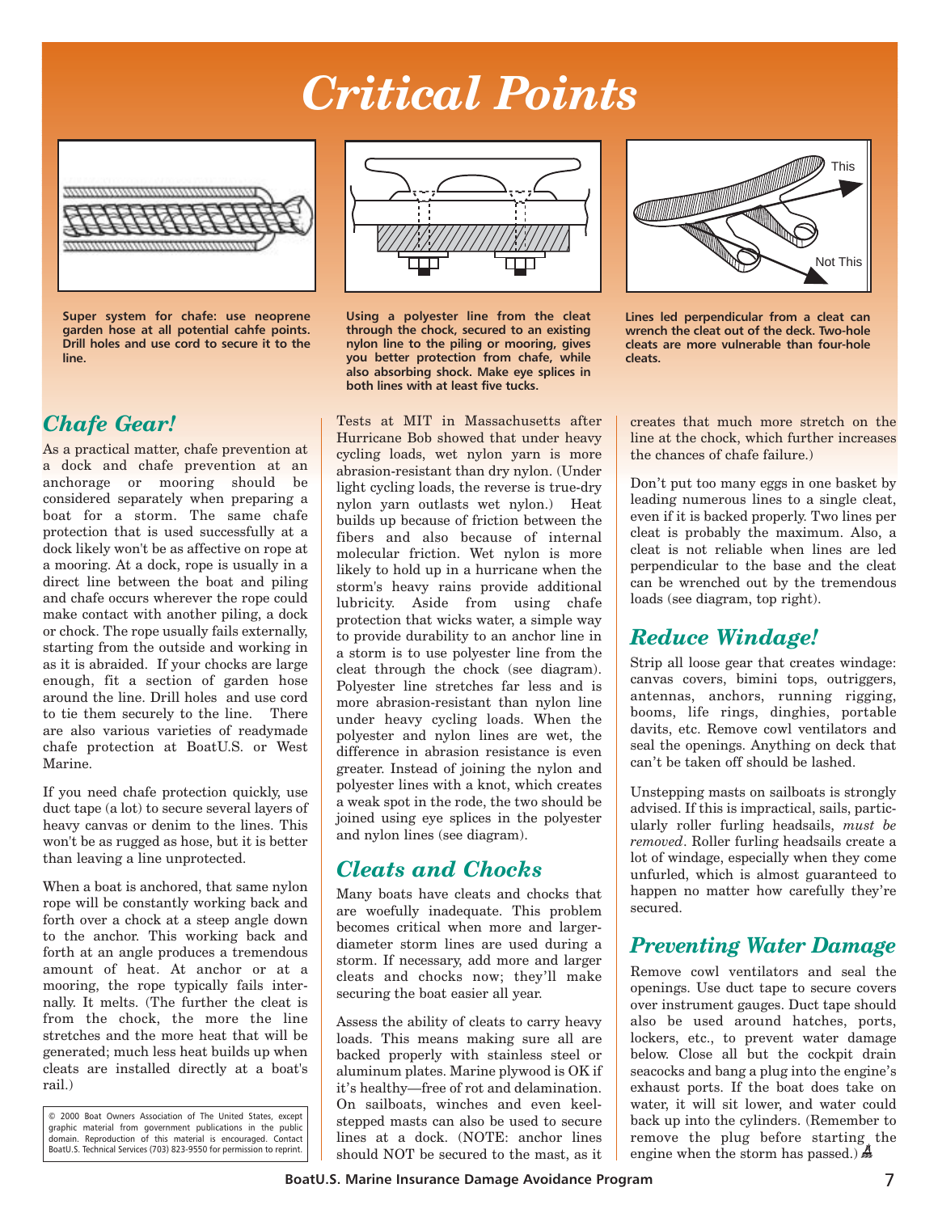# Critical Points

Super system for chafe: use neoprene garden hose at all potential cahfe points. Drill holes and use cord to secure it to the line.

Using a polyester line from the cleat through the chock, secured to an existing nylon line to the piling or mooring, gives you better protection from chafe, while also absorbing shock. Make eye splices in both lines with at least five tucks.

This

Not This

Lines led perpendicular from a cleat can wrench the cleat out of the deck. Two-hole cleats are more vulnerable than four-hole cleats.

## Chafe Gear!

As a practical matter, chafe prevention at a dock and chafe prevention at an anchorage or mooring should be considered separately when preparing a boat for a storm. The same chafe protection that is used successfully at a dock likely won't be as affective on rope at a mooring. At a dock, rope is usually in a direct line between the boat and piling and chafe occurs wherever the rope could make contact with another piling, a dock or chock. The rope usually fails externally, starting from the outside and working in as it is abraided. If your chocks are large enough, fit a section of garden hose around the line. Drill holes and use cord to tie them securely to the line. There are also various varieties of readymade chafe protection at BoatU.S. or West Marine.

If you need chafe protection quickly, use duct tape (a lot) to secure several layers of heavy canvas or denim to the lines. This won't be as rugged as hose, but it is better than leaving a line unprotected.

When a boat is anchored, that same nylon rope will be constantly working back and forth over a chock at a steep angle down to the anchor. This working back and forth at an angle produces a tremendous amount of heat. At anchor or at a mooring, the rope typically fails internally. It melts. (The further the cleat is from the chock, the more the line stretches and the more heat that will be generated; much less heat builds up when cleats are installed directly at a boat's rail.)

© 2000 Boat Owners Association of The United States, except graphic material from government publications in the public domain. Reproduction of this material is encouraged. Contact BoatU.S. Technical Services (703) 823-9550 for permission to reprint.

Tests at MIT in Massachusetts after Hurricane Bob showed that under heavy cycling loads, wet nylon yarn is more abrasion-resistant than dry nylon. (Under light cycling loads, the reverse is true-dry nylon yarn outlasts wet nylon.) Heat builds up because of friction between the fibers and also because of internal molecular friction. Wet nylon is more likely to hold up in a hurricane when the storm's heavy rains provide additional lubricity. Aside from using chafe protection that wicks water, a simple way to provide durability to an anchor line in a storm is to use polyester line from the cleat through the chock (see diagram). Polyester line stretches far less and is more abrasion-resistant than nylon line under heavy cycling loads. When the polyester and nylon lines are wet, the difference in abrasion resistance is even greater. Instead of joining the nylon and polyester lines with a knot, which creates a weak spot in the rode, the two should be joined using eye splices in the polyester and nylon lines (see diagram).

## Cleats and Chocks

Many boats have cleats and chocks that are woefully inadequate. This problem becomes critical when more and larger-diameter storm lines are used during a storm. If necessary, add more and larger cleats and chocks now; they'll make securing the boat easier all year.

Assess the ability of cleats to carry heavy loads. This means making sure all are backed properly with stainless steel or aluminum plates. Marine plywood is OK if it's healthy—free of rot and delamination. On sailboats, winches and even keel-stepped masts can also be used to secure lines at a dock. (NOTE: anchor lines should NOT be secured to the mast, as it creates that much more stretch on the line at the chock, which further increases the chances of chafe failure.)

Don't put too many eggs in one basket by leading numerous lines to a single cleat, even if it is backed properly. Two lines per cleat is probably the maximum. Also, a cleat is not reliable when lines are led perpendicular to the base and the cleat can be wrenched out by the tremendous loads (see diagram, top right).

## Reduce Windage!

Strip all loose gear that creates windage: canvas covers, bimini tops, outriggers, antennas, anchors, running rigging, booms, life rings, dinghies, portable davits, etc. Remove cowl ventilators and seal the openings. Anything on deck that can't be taken off should be lashed.

Unstepping masts on sailboats is strongly advised. If this is impractical, sails, particularly roller furling headsails, *must be removed*. Roller furling headsails create a lot of windage, especially when they come unfurled, which is almost guaranteed to happen no matter how carefully they're secured.

## Preventing Water Damage

Remove cowl ventilators and seal the openings. Use duct tape to secure covers over instrument gauges. Duct tape should also be used around hatches, ports, lockers, etc., to prevent water damage below. Close all but the cockpit drain seacocks and bang a plug into the engine's exhaust ports. If the boat does take on water, it will sit lower, and water could back up into the cylinders. (Remember to remove the plug before starting the engine when the storm has passed.)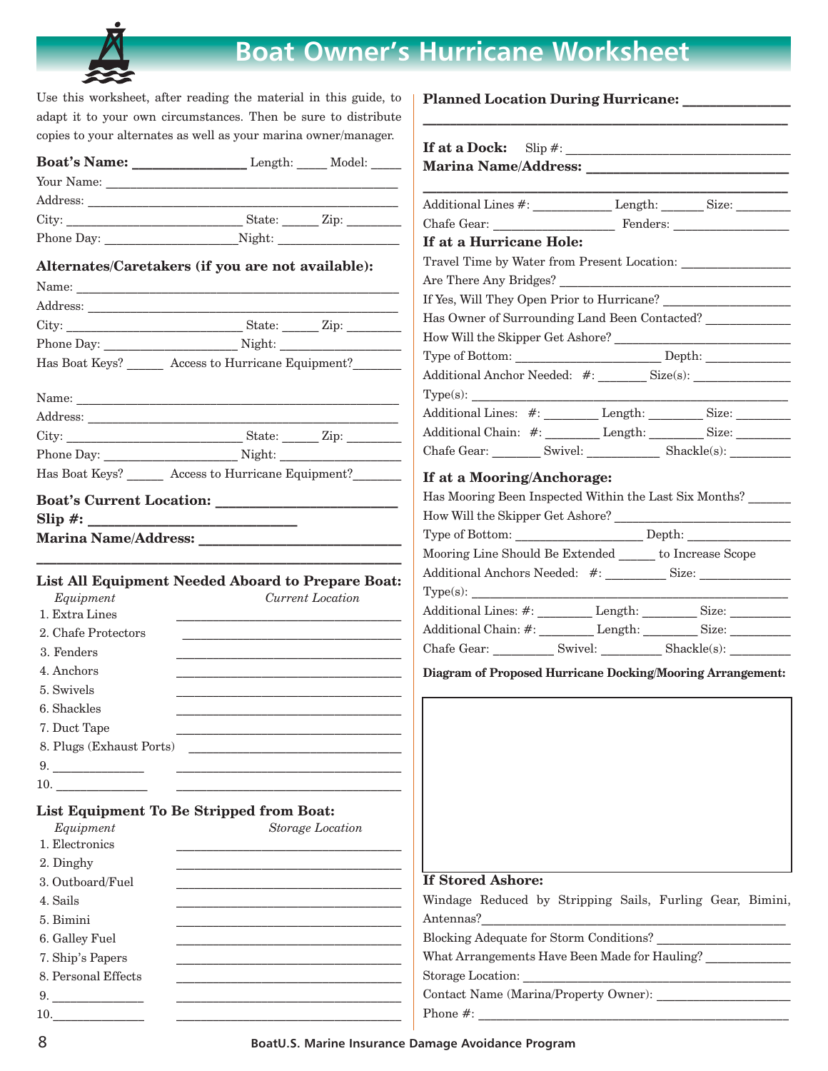# Boat Owner's Hurricane Worksheet

Use this worksheet, after reading the material in this guide, to adapt it to your own circumstances. Then be sure to distribute copies to your alternates as well as your marina owner/manager.

**Boat's Name:** _______________ Length: _____ Model: _____

Your Name: ______________________________________________

Address: ________________________________________________

City: ___________________________ State: ______ Zip: ________

Phone Day: ____________________ Night: __________________

**Alternates/Caretakers (if you are not available):**

Name: __________________________________________________

Address: ________________________________________________

City: ___________________________ State: ______ Zip: ________

Phone Day: ____________________ Night: __________________

Has Boat Keys? ______ Access to Hurricane Equipment? _______

Name: __________________________________________________

Address: ________________________________________________

City: ___________________________ State: ______ Zip: ________

Phone Day: ____________________ Night: __________________

Has Boat Keys? ______ Access to Hurricane Equipment? _______

**Boat's Current Location:** ________________________

**Slip #:** ___________________________

**Marina Name/Address:** ___________________________

__________________________________________________

**List All Equipment Needed Aboard to Prepare Boat:**

| *Equipment* | *Current Location* |
|---|---|
| 1. Extra Lines | ________________________ |
| 2. Chafe Protectors | ________________________ |
| 3. Fenders | ________________________ |
| 4. Anchors | ________________________ |
| 5. Swivels | ________________________ |
| 6. Shackles | ________________________ |
| 7. Duct Tape | ________________________ |
| 8. Plugs (Exhaust Ports) | ________________________ |
| 9. ______________ | ________________________ |
| 10. ______________ | ________________________ |

**List Equipment To Be Stripped from Boat:**

| *Equipment* | *Storage Location* |
|---|---|
| 1. Electronics | ________________________ |
| 2. Dinghy | ________________________ |
| 3. Outboard/Fuel | ________________________ |
| 4. Sails | ________________________ |
| 5. Bimini | ________________________ |
| 6. Galley Fuel | ________________________ |
| 7. Ship's Papers | ________________________ |
| 8. Personal Effects | ________________________ |
| 9. ______________ | ________________________ |
| 10. ______________ | ________________________ |

**Planned Location During Hurricane:** ______________

__________________________________________________

**If at a Dock:** Slip #: ________________________________

**Marina Name/Address:** ___________________________

__________________________________________________

Additional Lines #: ____________ Length: ______ Size: ________

Chafe Gear: __________________ Fenders: _________________

**If at a Hurricane Hole:**

Travel Time by Water from Present Location: ________________

Are There Any Bridges? ______________________________________

If Yes, Will They Open Prior to Hurricane? ____________________

Has Owner of Surrounding Land Been Contacted? _____________

How Will the Skipper Get Ashore? _____________________________

Type of Bottom: ______________________ Depth: _____________

Additional Anchor Needed: #: _______ Size(s): _______________

Type(s): ____________________________________________________

Additional Lines: #: ________ Length: ________ Size: ________

Additional Chain: #: ________ Length: ________ Size: ________

Chafe Gear: _______ Swivel: ___________ Shackle(s): _________

**If at a Mooring/Anchorage:**

Has Mooring Been Inspected Within the Last Six Months? ______

How Will the Skipper Get Ashore? _____________________________

Type of Bottom: ___________________ Depth: _______________

Mooring Line Should Be Extended ______ to Increase Scope

Additional Anchors Needed: #: _________ Size: ______________

Type(s): ____________________________________________________

Additional Lines: #: ________ Length: ________ Size: _________

Additional Chain: #: ________ Length: ________ Size: _________

Chafe Gear: _________ Swivel: _________ Shackle(s): _________

**Diagram of Proposed Hurricane Docking/Mooring Arrangement:**

**If Stored Ashore:**

Windage Reduced by Stripping Sails, Furling Gear, Bimini, Antennas? ______________________________________________

Blocking Adequate for Storm Conditions? _____________________

What Arrangements Have Been Made for Hauling? _____________

Storage Location: ___________________________________________

Contact Name (Marina/Property Owner): _____________________

Phone #: ____________________________________________________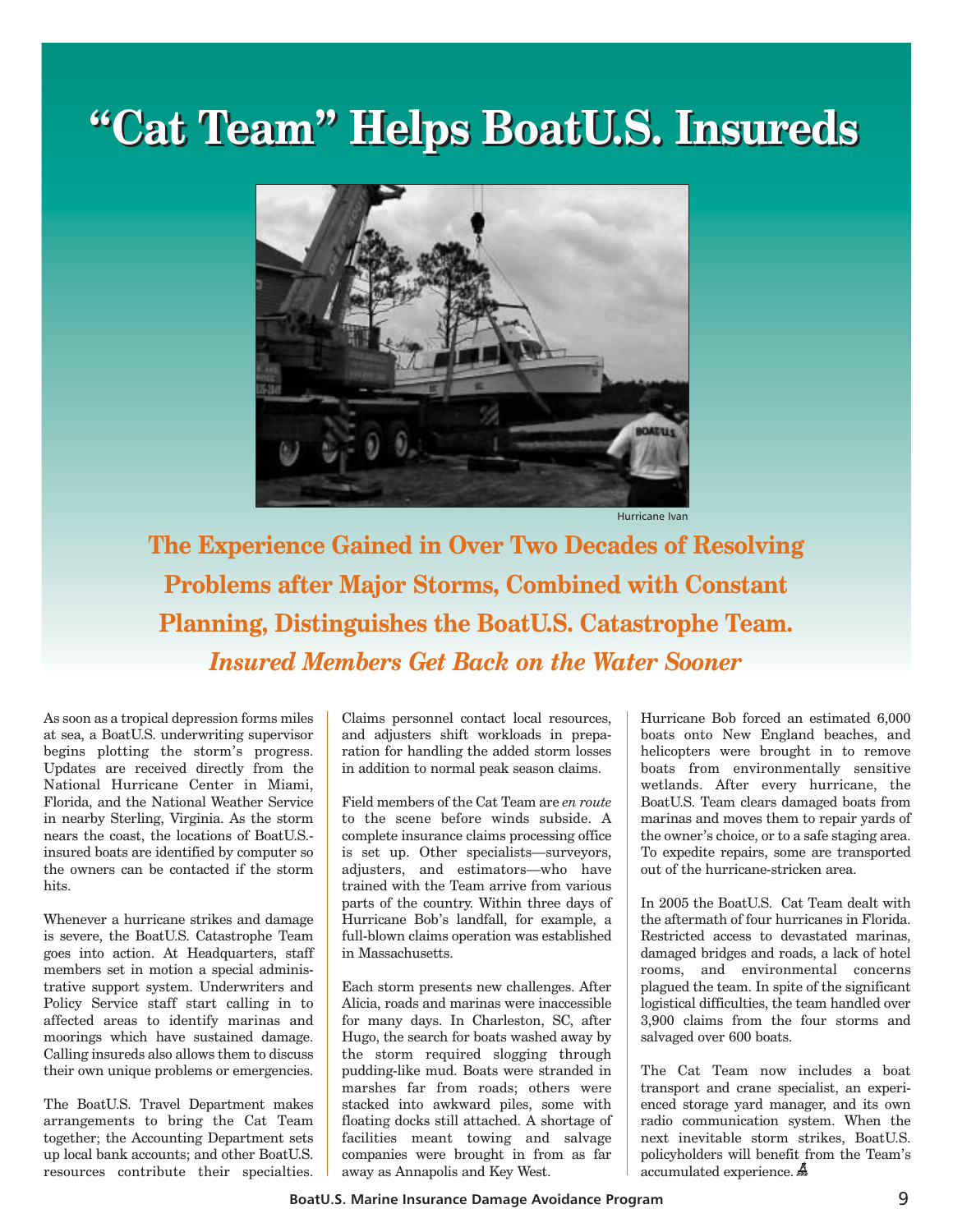# "Cat Team" Helps BoatU.S. Insureds

Hurricane Ivan

## The Experience Gained in Over Two Decades of Resolving Problems after Major Storms, Combined with Constant Planning, Distinguishes the BoatU.S. Catastrophe Team.

### *Insured Members Get Back on the Water Sooner*

As soon as a tropical depression forms miles at sea, a BoatU.S. underwriting supervisor begins plotting the storm's progress. Updates are received directly from the National Hurricane Center in Miami, Florida, and the National Weather Service in nearby Sterling, Virginia. As the storm nears the coast, the locations of BoatU.S.-insured boats are identified by computer so the owners can be contacted if the storm hits.

Whenever a hurricane strikes and damage is severe, the BoatU.S. Catastrophe Team goes into action. At Headquarters, staff members set in motion a special administrative support system. Underwriters and Policy Service staff start calling in to affected areas to identify marinas and moorings which have sustained damage. Calling insureds also allows them to discuss their own unique problems or emergencies.

The BoatU.S. Travel Department makes arrangements to bring the Cat Team together; the Accounting Department sets up local bank accounts; and other BoatU.S. resources contribute their specialties. Claims personnel contact local resources, and adjusters shift workloads in preparation for handling the added storm losses in addition to normal peak season claims.

Field members of the Cat Team are *en route* to the scene before winds subside. A complete insurance claims processing office is set up. Other specialists—surveyors, adjusters, and estimators—who have trained with the Team arrive from various parts of the country. Within three days of Hurricane Bob's landfall, for example, a full-blown claims operation was established in Massachusetts.

Each storm presents new challenges. After Alicia, roads and marinas were inaccessible for many days. In Charleston, SC, after Hugo, the search for boats washed away by the storm required slogging through pudding-like mud. Boats were stranded in marshes far from roads; others were stacked into awkward piles, some with floating docks still attached. A shortage of facilities meant towing and salvage companies were brought in from as far away as Annapolis and Key West.

Hurricane Bob forced an estimated 6,000 boats onto New England beaches, and helicopters were brought in to remove boats from environmentally sensitive wetlands. After every hurricane, the BoatU.S. Team clears damaged boats from marinas and moves them to repair yards of the owner's choice, or to a safe staging area. To expedite repairs, some are transported out of the hurricane-stricken area.

In 2005 the BoatU.S. Cat Team dealt with the aftermath of four hurricanes in Florida. Restricted access to devastated marinas, damaged bridges and roads, a lack of hotel rooms, and environmental concerns plagued the team. In spite of the significant logistical difficulties, the team handled over 3,900 claims from the four storms and salvaged over 600 boats.

The Cat Team now includes a boat transport and crane specialist, an experienced storage yard manager, and its own radio communication system. When the next inevitable storm strikes, BoatU.S. policyholders will benefit from the Team's accumulated experience.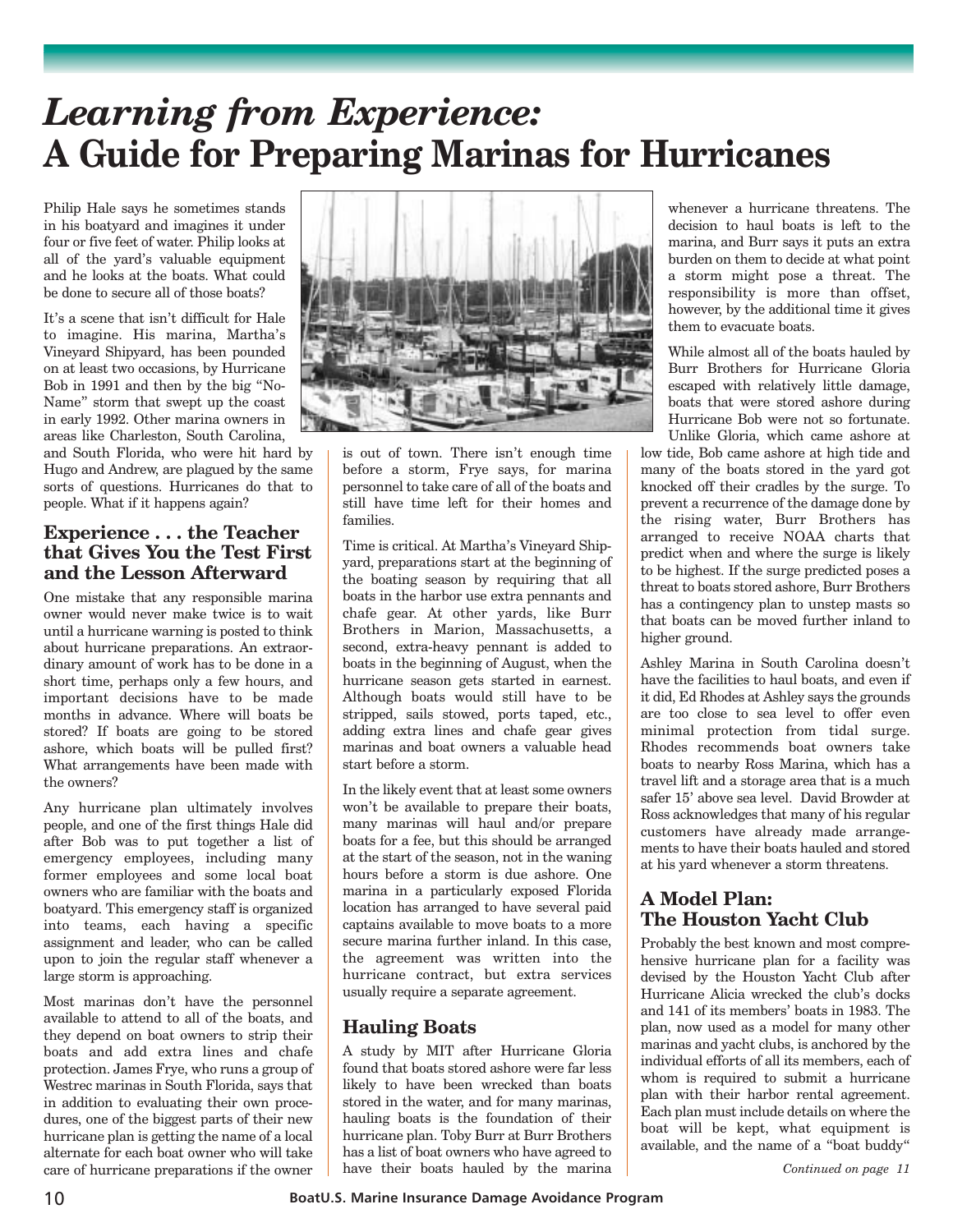# *Learning from Experience:* A Guide for Preparing Marinas for Hurricanes

Philip Hale says he sometimes stands in his boatyard and imagines it under four or five feet of water. Philip looks at all of the yard's valuable equipment and he looks at the boats. What could be done to secure all of those boats?

It's a scene that isn't difficult for Hale to imagine. His marina, Martha's Vineyard Shipyard, has been pounded on at least two occasions, by Hurricane Bob in 1991 and then by the big "No-Name" storm that swept up the coast in early 1992. Other marina owners in areas like Charleston, South Carolina, and South Florida, who were hit hard by Hugo and Andrew, are plagued by the same sorts of questions. Hurricanes do that to people. What if it happens again?

## Experience . . . the Teacher that Gives You the Test First and the Lesson Afterward

One mistake that any responsible marina owner would never make twice is to wait until a hurricane warning is posted to think about hurricane preparations. An extraordinary amount of work has to be done in a short time, perhaps only a few hours, and important decisions have to be made months in advance. Where will boats be stored? If boats are going to be stored ashore, which boats will be pulled first? What arrangements have been made with the owners?

Any hurricane plan ultimately involves people, and one of the first things Hale did after Bob was to put together a list of emergency employees, including many former employees and some local boat owners who are familiar with the boats and boatyard. This emergency staff is organized into teams, each having a specific assignment and leader, who can be called upon to join the regular staff whenever a large storm is approaching.

Most marinas don't have the personnel available to attend to all of the boats, and they depend on boat owners to strip their boats and add extra lines and chafe protection. James Frye, who runs a group of Westrec marinas in South Florida, says that in addition to evaluating their own procedures, one of the biggest parts of their new hurricane plan is getting the name of a local alternate for each boat owner who will take care of hurricane preparations if the owner is out of town. There isn't enough time before a storm, Frye says, for marina personnel to take care of all of the boats and still have time left for their homes and families.

Time is critical. At Martha's Vineyard Shipyard, preparations start at the beginning of the boating season by requiring that all boats in the harbor use extra pennants and chafe gear. At other yards, like Burr Brothers in Marion, Massachusetts, a second, extra-heavy pennant is added to boats in the beginning of August, when the hurricane season gets started in earnest. Although boats would still have to be stripped, sails stowed, ports taped, etc., adding extra lines and chafe gear gives marinas and boat owners a valuable head start before a storm.

In the likely event that at least some owners won't be available to prepare their boats, many marinas will haul and/or prepare boats for a fee, but this should be arranged at the start of the season, not in the waning hours before a storm is due ashore. One marina in a particularly exposed Florida location has arranged to have several paid captains available to move boats to a more secure marina further inland. In this case, the agreement was written into the hurricane contract, but extra services usually require a separate agreement.

## Hauling Boats

A study by MIT after Hurricane Gloria found that boats stored ashore were far less likely to have been wrecked than boats stored in the water, and for many marinas, hauling boats is the foundation of their hurricane plan. Toby Burr at Burr Brothers has a list of boat owners who have agreed to have their boats hauled by the marina whenever a hurricane threatens. The decision to haul boats is left to the marina, and Burr says it puts an extra burden on them to decide at what point a storm might pose a threat. The responsibility is more than offset, however, by the additional time it gives them to evacuate boats.

While almost all of the boats hauled by Burr Brothers for Hurricane Gloria escaped with relatively little damage, boats that were stored ashore during Hurricane Bob were not so fortunate. Unlike Gloria, which came ashore at low tide, Bob came ashore at high tide and many of the boats stored in the yard got knocked off their cradles by the surge. To prevent a recurrence of the damage done by the rising water, Burr Brothers has arranged to receive NOAA charts that predict when and where the surge is likely to be highest. If the surge predicted poses a threat to boats stored ashore, Burr Brothers has a contingency plan to unstep masts so that boats can be moved further inland to higher ground.

Ashley Marina in South Carolina doesn't have the facilities to haul boats, and even if it did, Ed Rhodes at Ashley says the grounds are too close to sea level to offer even minimal protection from tidal surge. Rhodes recommends boat owners take boats to nearby Ross Marina, which has a travel lift and a storage area that is a much safer 15' above sea level. David Browder at Ross acknowledges that many of his regular customers have already made arrangements to have their boats hauled and stored at his yard whenever a storm threatens.

## A Model Plan: The Houston Yacht Club

Probably the best known and most comprehensive hurricane plan for a facility was devised by the Houston Yacht Club after Hurricane Alicia wrecked the club's docks and 141 of its members' boats in 1983. The plan, now used as a model for many other marinas and yacht clubs, is anchored by the individual efforts of all its members, each of whom is required to submit a hurricane plan with their harbor rental agreement. Each plan must include details on where the boat will be kept, what equipment is available, and the name of a "boat buddy"

*Continued on page 11*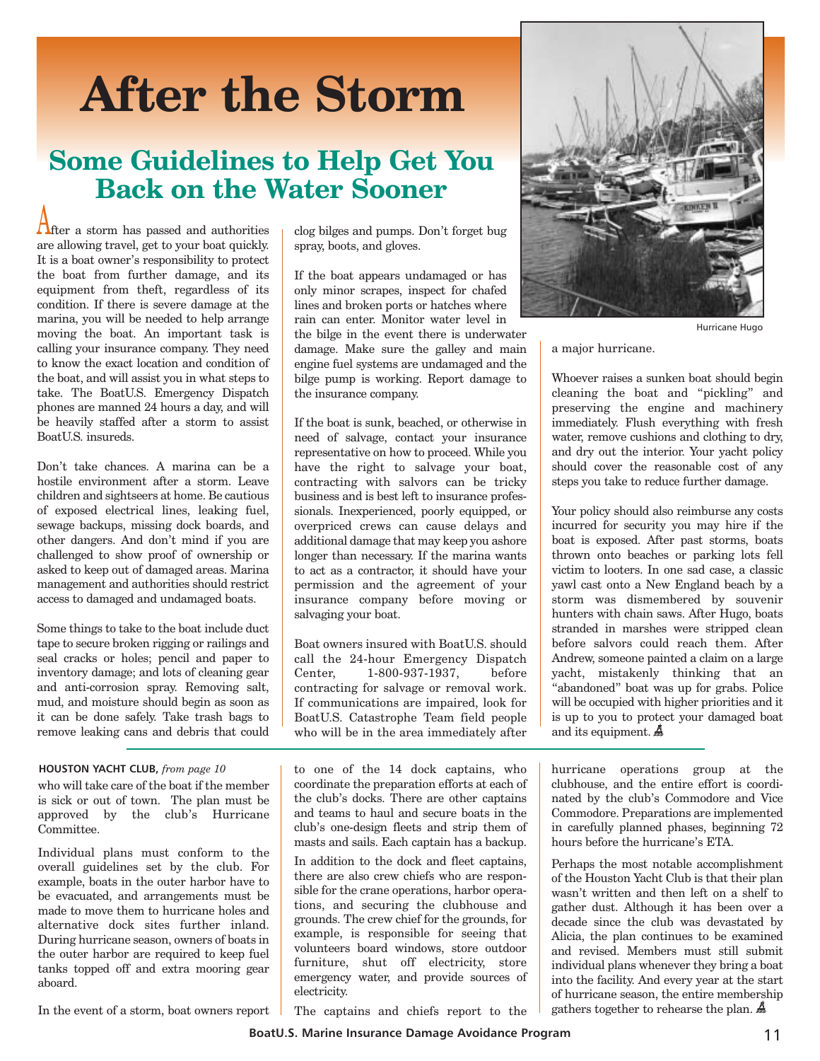# After the Storm

## Some Guidelines to Help Get You Back on the Water Sooner

After a storm has passed and authorities are allowing travel, get to your boat quickly. It is a boat owner's responsibility to protect the boat from further damage, and its equipment from theft, regardless of its condition. If there is severe damage at the marina, you will be needed to help arrange moving the boat. An important task is calling your insurance company. They need to know the exact location and condition of the boat, and will assist you in what steps to take. The BoatU.S. Emergency Dispatch phones are manned 24 hours a day, and will be heavily staffed after a storm to assist BoatU.S. insureds.

Don't take chances. A marina can be a hostile environment after a storm. Leave children and sightseers at home. Be cautious of exposed electrical lines, leaking fuel, sewage backups, missing dock boards, and other dangers. And don't mind if you are challenged to show proof of ownership or asked to keep out of damaged areas. Marina management and authorities should restrict access to damaged and undamaged boats.

Some things to take to the boat include duct tape to secure broken rigging or railings and seal cracks or holes; pencil and paper to inventory damage; and lots of cleaning gear and anti-corrosion spray. Removing salt, mud, and moisture should begin as soon as it can be done safely. Take trash bags to remove leaking cans and debris that could clog bilges and pumps. Don't forget bug spray, boots, and gloves.

If the boat appears undamaged or has only minor scrapes, inspect for chafed lines and broken ports or hatches where rain can enter. Monitor water level in the bilge in the event there is underwater damage. Make sure the galley and main engine fuel systems are undamaged and the bilge pump is working. Report damage to the insurance company.

If the boat is sunk, beached, or otherwise in need of salvage, contact your insurance representative on how to proceed. While you have the right to salvage your boat, contracting with salvors can be tricky business and is best left to insurance professionals. Inexperienced, poorly equipped, or overpriced crews can cause delays and additional damage that may keep you ashore longer than necessary. If the marina wants to act as a contractor, it should have your permission and the agreement of your insurance company before moving or salvaging your boat.

Boat owners insured with BoatU.S. should call the 24-hour Emergency Dispatch Center, 1-800-937-1937, before contracting for salvage or removal work. If communications are impaired, look for BoatU.S. Catastrophe Team field people who will be in the area immediately after a major hurricane.

Hurricane Hugo

Whoever raises a sunken boat should begin cleaning the boat and "pickling" and preserving the engine and machinery immediately. Flush everything with fresh water, remove cushions and clothing to dry, and dry out the interior. Your yacht policy should cover the reasonable cost of any steps you take to reduce further damage.

Your policy should also reimburse any costs incurred for security you may hire if the boat is exposed. After past storms, boats thrown onto beaches or parking lots fell victim to looters. In one sad case, a classic yawl cast onto a New England beach by a storm was dismembered by souvenir hunters with chain saws. After Hugo, boats stranded in marshes were stripped clean before salvors could reach them. After Andrew, someone painted a claim on a large yacht, mistakenly thinking that an "abandoned" boat was up for grabs. Police will be occupied with higher priorities and it is up to you to protect your damaged boat and its equipment.

---

**HOUSTON YACHT CLUB,** *from page 10*

who will take care of the boat if the member is sick or out of town. The plan must be approved by the club's Hurricane Committee.

Individual plans must conform to the overall guidelines set by the club. For example, boats in the outer harbor have to be evacuated, and arrangements must be made to move them to hurricane holes and alternative dock sites further inland. During hurricane season, owners of boats in the outer harbor are required to keep fuel tanks topped off and extra mooring gear aboard.

In the event of a storm, boat owners report to one of the 14 dock captains, who coordinate the preparation efforts at each of the club's docks. There are other captains and teams to haul and secure boats in the club's one-design fleets and strip them of masts and sails. Each captain has a backup.

In addition to the dock and fleet captains, there are also crew chiefs who are responsible for the crane operations, harbor operations, and securing the clubhouse and grounds. The crew chief for the grounds, for example, is responsible for seeing that volunteers board windows, store outdoor furniture, shut off electricity, store emergency water, and provide sources of electricity.

The captains and chiefs report to the hurricane operations group at the clubhouse, and the entire effort is coordinated by the club's Commodore and Vice Commodore. Preparations are implemented in carefully planned phases, beginning 72 hours before the hurricane's ETA.

Perhaps the most notable accomplishment of the Houston Yacht Club is that their plan wasn't written and then left on a shelf to gather dust. Although it has been over a decade since the club was devastated by Alicia, the plan continues to be examined and revised. Members must still submit individual plans whenever they bring a boat into the facility. And every year at the start of hurricane season, the entire membership gathers together to rehearse the plan.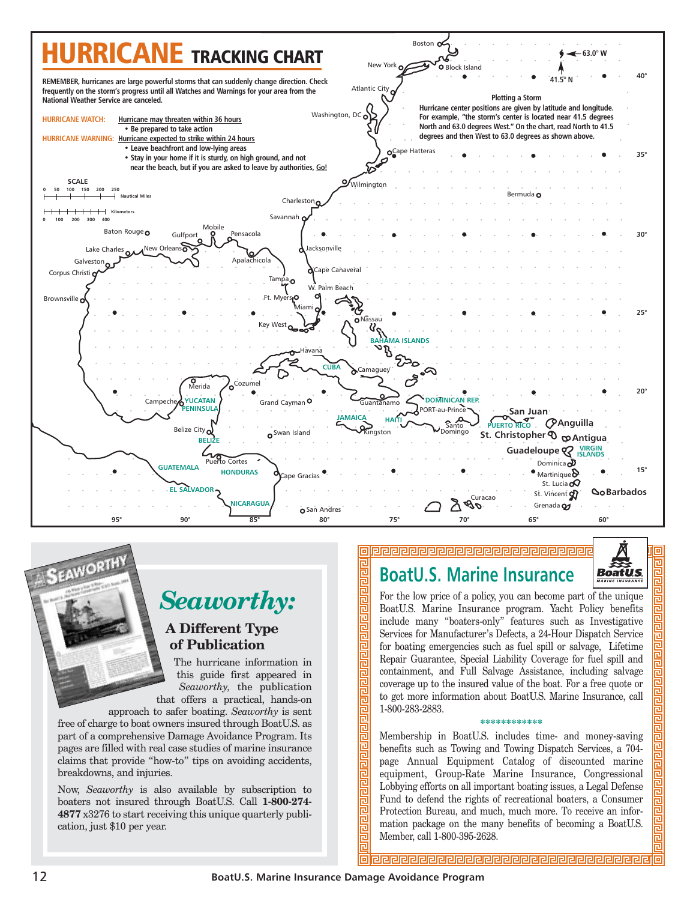# HURRICANE TRACKING CHART

**REMEMBER, hurricanes are large powerful storms that can suddenly change direction. Check frequently on the storm's progress until all Watches and Warnings for your area from the National Weather Service are canceled.**

**HURRICANE WATCH:** Hurricane may threaten within 36 hours
- Be prepared to take action

**HURRICANE WARNING:** Hurricane expected to strike within 24 hours
- Leave beachfront and low-lying areas
- Stay in your home if it is sturdy, on high ground, and not near the beach, but if you are asked to leave by authorities, Go!

**Plotting a Storm**

**Hurricane center positions are given by latitude and longitude. For example, "the storm's center is located near 41.5 degrees North and 63.0 degrees West." On the chart, read North to 41.5 degrees and then West to 63.0 degrees as shown above.**

SCALE
0 50 100 150 200 250 Nautical Miles
0 100 200 300 400 Kilometers

63.0° W
41.5° N

40°
35°
30°
25°
20°
15°

95° 90° 85° 80° 75° 70° 65° 60°

Boston, Block Island, New York, Atlantic City, Washington, DC, Cape Hatteras, Wilmington, Bermuda, Charleston, Savannah, Baton Rouge, Mobile, Pensacola, Gulfport, Lake Charles, New Orleans, Apalachicola, Galveston, Jacksonville, Corpus Christi, Cape Canaveral, Tampa, W. Palm Beach, Brownsville, Ft. Myers, Miami, Nassau, Key West, BAHAMA ISLANDS, Havana, CUBA, Camaguey, Merida, Cozumel, Campeche, YUCATAN PENINSULA, Grand Cayman, Guantanamo, DOMINICAN REP., PORT-au-Prince, San Juan, JAMAICA, HAITI, PUERTO RICO, Anguilla, Belize City, Swan Island, Kingston, Santo Domingo, St. Christopher, Antigua, BELIZE, VIRGIN ISLANDS, Guadeloupe, Puerto Cortes, GUATEMALA, HONDURAS, Cape Gracias, Dominica, Martinique, St. Lucia, EL SALVADOR, St. Vincent, Barbados, Curacao, NICARAGUA, Grenada, San Andres

## *Seaworthy:*

### A Different Type of Publication

The hurricane information in this guide first appeared in *Seaworthy,* the publication that offers a practical, hands-on approach to safer boating. *Seaworthy* is sent free of charge to boat owners insured through BoatU.S. as part of a comprehensive Damage Avoidance Program. Its pages are filled with real case studies of marine insurance claims that provide "how-to" tips on avoiding accidents, breakdowns, and injuries.

Now, *Seaworthy* is also available by subscription to boaters not insured through BoatU.S. Call **1-800-274-4877** x3276 to start receiving this unique quarterly publication, just $10 per year.

## BoatU.S. Marine Insurance

For the low price of a policy, you can become part of the unique BoatU.S. Marine Insurance program. Yacht Policy benefits include many "boaters-only" features such as Investigative Services for Manufacturer's Defects, a 24-Hour Dispatch Service for boating emergencies such as fuel spill or salvage, Lifetime Repair Guarantee, Special Liability Coverage for fuel spill and containment, and Full Salvage Assistance, including salvage coverage up to the insured value of the boat. For a free quote or to get more information about BoatU.S. Marine Insurance, call 1-800-283-2883.

************

Membership in BoatU.S. includes time- and money-saving benefits such as Towing and Towing Dispatch Services, a 704-page Annual Equipment Catalog of discounted marine equipment, Group-Rate Marine Insurance, Congressional Lobbying efforts on all important boating issues, a Legal Defense Fund to defend the rights of recreational boaters, a Consumer Protection Bureau, and much, much more. To receive an information package on the many benefits of becoming a BoatU.S. Member, call 1-800-395-2628.